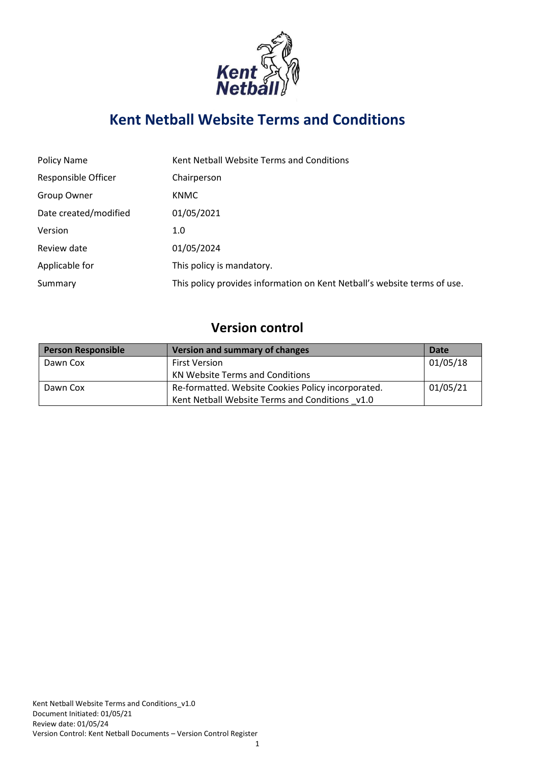# Kent Netball Website Terms and Conditions

| | |
|---|---|
| Policy Name | Kent Netball Website Terms and Conditions |
| Responsible Officer | Chairperson |
| Group Owner | KNMC |
| Date created/modified | 01/05/2021 |
| Version | 1.0 |
| Review date | 01/05/2024 |
| Applicable for | This policy is mandatory. |
| Summary | This policy provides information on Kent Netball's website terms of use. |

## Version control

| Person Responsible | Version and summary of changes | Date |
|---|---|---|
| Dawn Cox | First Version<br>KN Website Terms and Conditions | 01/05/18 |
| Dawn Cox | Re-formatted. Website Cookies Policy incorporated.<br>Kent Netball Website Terms and Conditions _v1.0 | 01/05/21 |

Kent Netball Website Terms and Conditions_v1.0
Document Initiated: 01/05/21
Review date: 01/05/24
Version Control: Kent Netball Documents – Version Control Register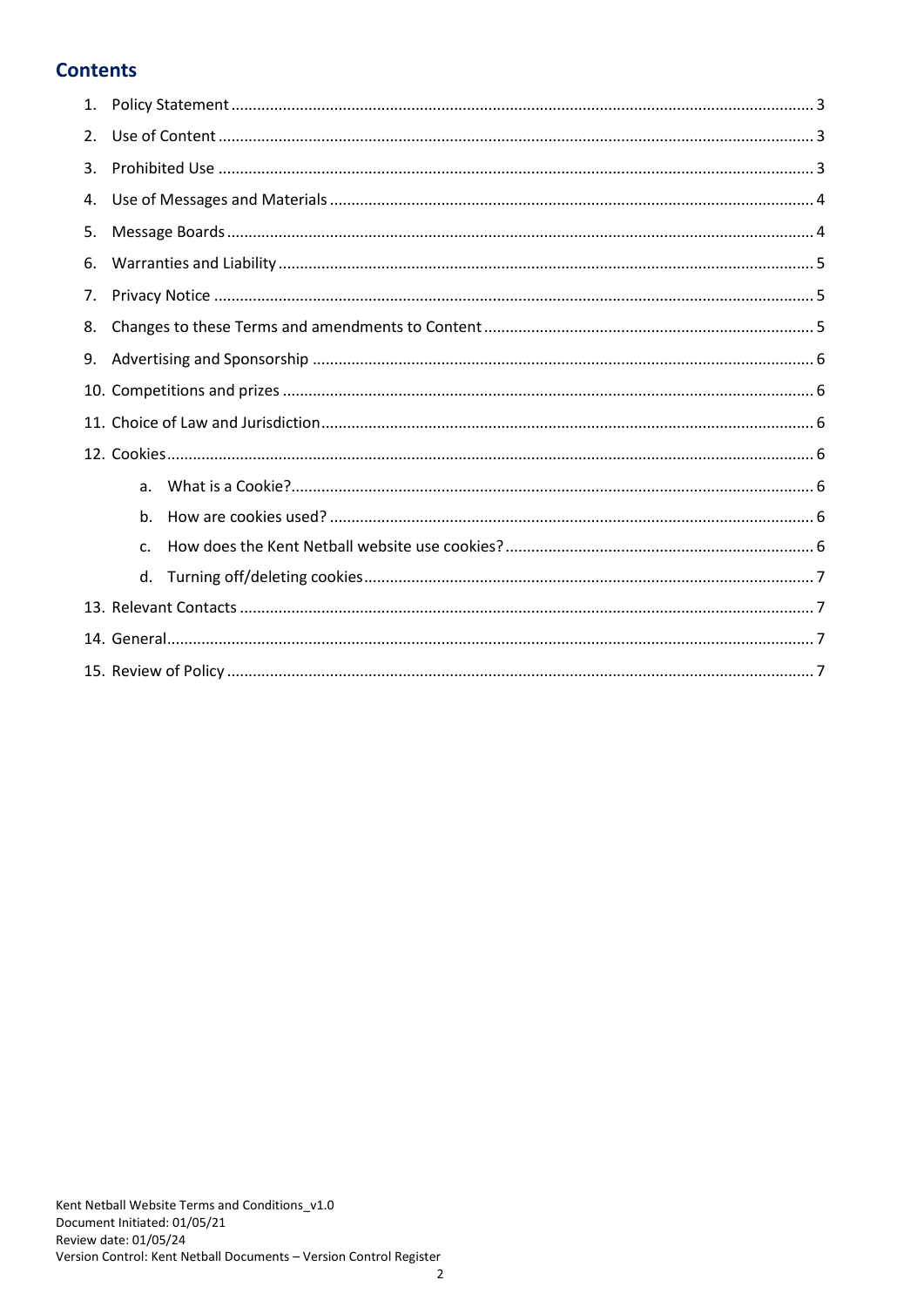## Contents

1. Policy Statement ..... 3
2. Use of Content ..... 3
3. Prohibited Use ..... 3
4. Use of Messages and Materials ..... 4
5. Message Boards ..... 4
6. Warranties and Liability ..... 5
7. Privacy Notice ..... 5
8. Changes to these Terms and amendments to Content ..... 5
9. Advertising and Sponsorship ..... 6
10. Competitions and prizes ..... 6
11. Choice of Law and Jurisdiction ..... 6
12. Cookies ..... 6
    a. What is a Cookie? ..... 6
    b. How are cookies used? ..... 6
    c. How does the Kent Netball website use cookies? ..... 6
    d. Turning off/deleting cookies ..... 7
13. Relevant Contacts ..... 7
14. General ..... 7
15. Review of Policy ..... 7

Kent Netball Website Terms and Conditions_v1.0
Document Initiated: 01/05/21
Review date: 01/05/24
Version Control: Kent Netball Documents – Version Control Register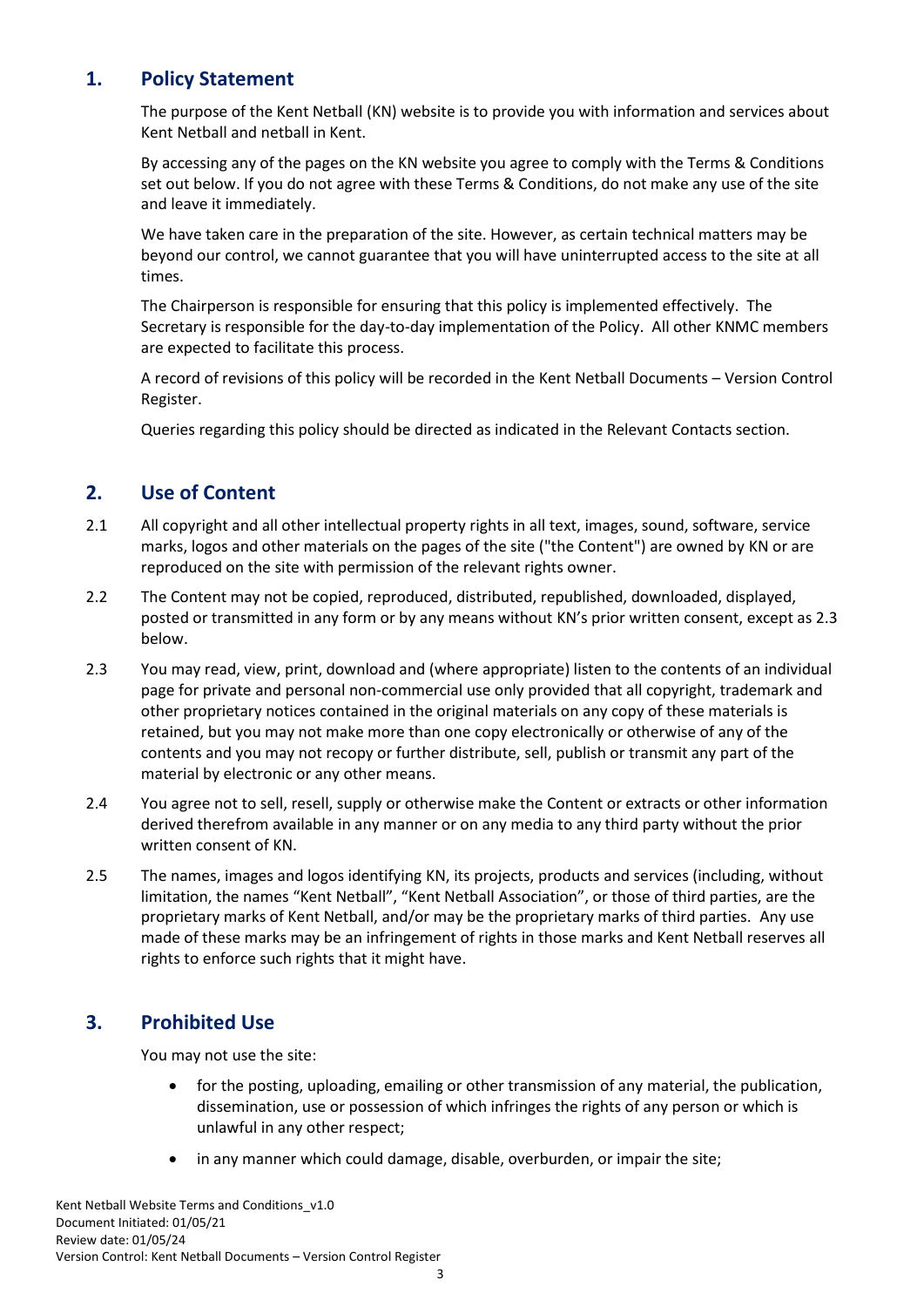## 1. Policy Statement

The purpose of the Kent Netball (KN) website is to provide you with information and services about Kent Netball and netball in Kent.

By accessing any of the pages on the KN website you agree to comply with the Terms & Conditions set out below. If you do not agree with these Terms & Conditions, do not make any use of the site and leave it immediately.

We have taken care in the preparation of the site. However, as certain technical matters may be beyond our control, we cannot guarantee that you will have uninterrupted access to the site at all times.

The Chairperson is responsible for ensuring that this policy is implemented effectively. The Secretary is responsible for the day-to-day implementation of the Policy. All other KNMC members are expected to facilitate this process.

A record of revisions of this policy will be recorded in the Kent Netball Documents – Version Control Register.

Queries regarding this policy should be directed as indicated in the Relevant Contacts section.

## 2. Use of Content

2.1 All copyright and all other intellectual property rights in all text, images, sound, software, service marks, logos and other materials on the pages of the site ("the Content") are owned by KN or are reproduced on the site with permission of the relevant rights owner.

2.2 The Content may not be copied, reproduced, distributed, republished, downloaded, displayed, posted or transmitted in any form or by any means without KN's prior written consent, except as 2.3 below.

2.3 You may read, view, print, download and (where appropriate) listen to the contents of an individual page for private and personal non-commercial use only provided that all copyright, trademark and other proprietary notices contained in the original materials on any copy of these materials is retained, but you may not make more than one copy electronically or otherwise of any of the contents and you may not recopy or further distribute, sell, publish or transmit any part of the material by electronic or any other means.

2.4 You agree not to sell, resell, supply or otherwise make the Content or extracts or other information derived therefrom available in any manner or on any media to any third party without the prior written consent of KN.

2.5 The names, images and logos identifying KN, its projects, products and services (including, without limitation, the names "Kent Netball", "Kent Netball Association", or those of third parties, are the proprietary marks of Kent Netball, and/or may be the proprietary marks of third parties. Any use made of these marks may be an infringement of rights in those marks and Kent Netball reserves all rights to enforce such rights that it might have.

## 3. Prohibited Use

You may not use the site:

- for the posting, uploading, emailing or other transmission of any material, the publication, dissemination, use or possession of which infringes the rights of any person or which is unlawful in any other respect;
- in any manner which could damage, disable, overburden, or impair the site;

Kent Netball Website Terms and Conditions_v1.0
Document Initiated: 01/05/21
Review date: 01/05/24
Version Control: Kent Netball Documents – Version Control Register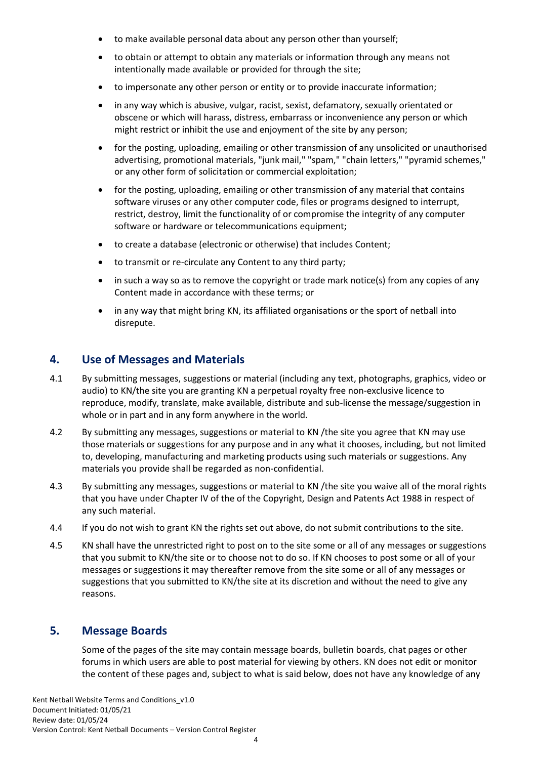- to make available personal data about any person other than yourself;
- to obtain or attempt to obtain any materials or information through any means not intentionally made available or provided for through the site;
- to impersonate any other person or entity or to provide inaccurate information;
- in any way which is abusive, vulgar, racist, sexist, defamatory, sexually orientated or obscene or which will harass, distress, embarrass or inconvenience any person or which might restrict or inhibit the use and enjoyment of the site by any person;
- for the posting, uploading, emailing or other transmission of any unsolicited or unauthorised advertising, promotional materials, "junk mail," "spam," "chain letters," "pyramid schemes," or any other form of solicitation or commercial exploitation;
- for the posting, uploading, emailing or other transmission of any material that contains software viruses or any other computer code, files or programs designed to interrupt, restrict, destroy, limit the functionality of or compromise the integrity of any computer software or hardware or telecommunications equipment;
- to create a database (electronic or otherwise) that includes Content;
- to transmit or re-circulate any Content to any third party;
- in such a way so as to remove the copyright or trade mark notice(s) from any copies of any Content made in accordance with these terms; or
- in any way that might bring KN, its affiliated organisations or the sport of netball into disrepute.

## 4. Use of Messages and Materials

4.1 By submitting messages, suggestions or material (including any text, photographs, graphics, video or audio) to KN/the site you are granting KN a perpetual royalty free non-exclusive licence to reproduce, modify, translate, make available, distribute and sub-license the message/suggestion in whole or in part and in any form anywhere in the world.

4.2 By submitting any messages, suggestions or material to KN /the site you agree that KN may use those materials or suggestions for any purpose and in any what it chooses, including, but not limited to, developing, manufacturing and marketing products using such materials or suggestions. Any materials you provide shall be regarded as non-confidential.

4.3 By submitting any messages, suggestions or material to KN /the site you waive all of the moral rights that you have under Chapter IV of the of the Copyright, Design and Patents Act 1988 in respect of any such material.

4.4 If you do not wish to grant KN the rights set out above, do not submit contributions to the site.

4.5 KN shall have the unrestricted right to post on to the site some or all of any messages or suggestions that you submit to KN/the site or to choose not to do so. If KN chooses to post some or all of your messages or suggestions it may thereafter remove from the site some or all of any messages or suggestions that you submitted to KN/the site at its discretion and without the need to give any reasons.

## 5. Message Boards

Some of the pages of the site may contain message boards, bulletin boards, chat pages or other forums in which users are able to post material for viewing by others. KN does not edit or monitor the content of these pages and, subject to what is said below, does not have any knowledge of any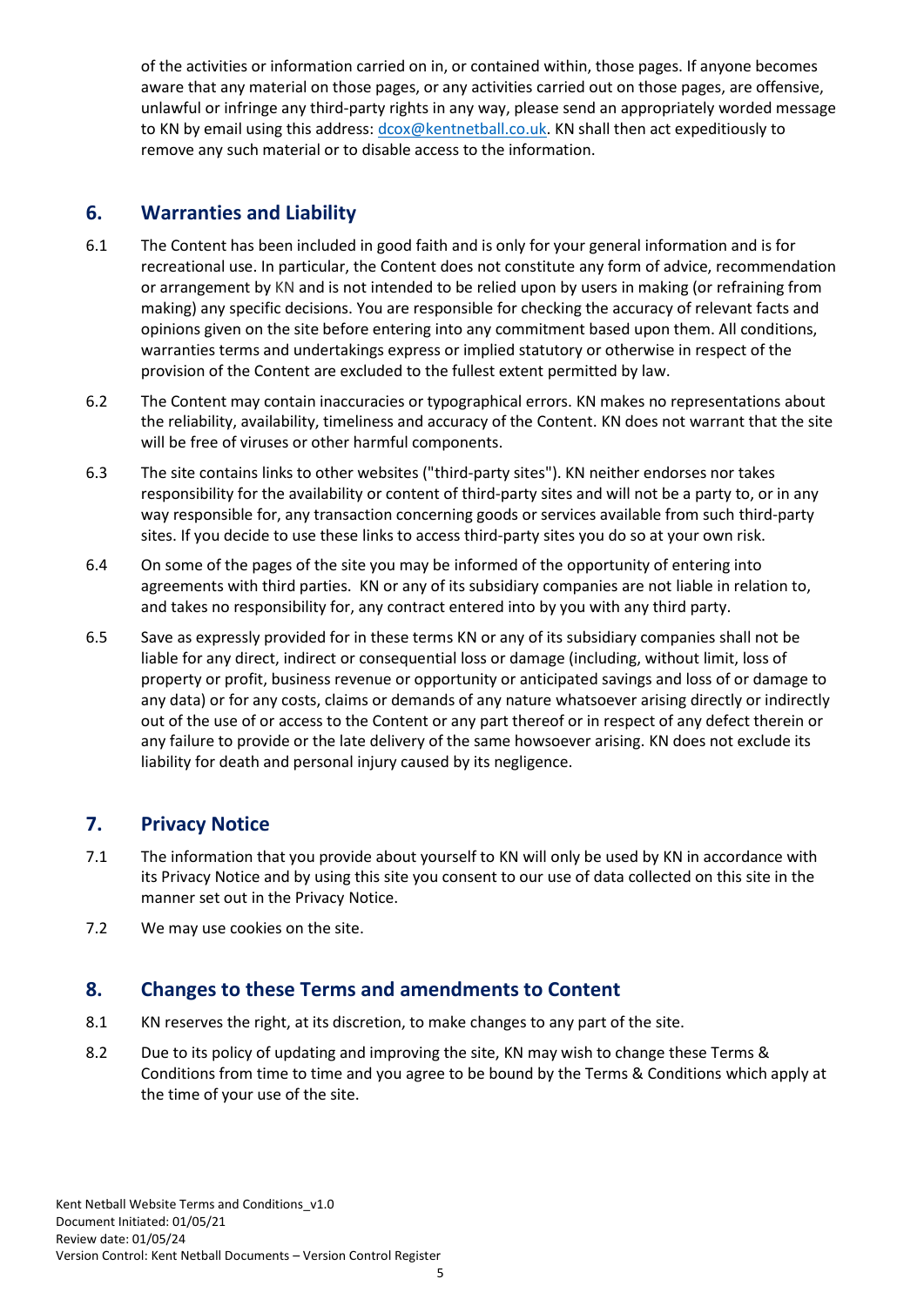of the activities or information carried on in, or contained within, those pages. If anyone becomes aware that any material on those pages, or any activities carried out on those pages, are offensive, unlawful or infringe any third-party rights in any way, please send an appropriately worded message to KN by email using this address: [dcox@kentnetball.co.uk](mailto:dcox@kentnetball.co.uk). KN shall then act expeditiously to remove any such material or to disable access to the information.

## 6. Warranties and Liability

6.1 The Content has been included in good faith and is only for your general information and is for recreational use. In particular, the Content does not constitute any form of advice, recommendation or arrangement by KN and is not intended to be relied upon by users in making (or refraining from making) any specific decisions. You are responsible for checking the accuracy of relevant facts and opinions given on the site before entering into any commitment based upon them. All conditions, warranties terms and undertakings express or implied statutory or otherwise in respect of the provision of the Content are excluded to the fullest extent permitted by law.

6.2 The Content may contain inaccuracies or typographical errors. KN makes no representations about the reliability, availability, timeliness and accuracy of the Content. KN does not warrant that the site will be free of viruses or other harmful components.

6.3 The site contains links to other websites ("third-party sites"). KN neither endorses nor takes responsibility for the availability or content of third-party sites and will not be a party to, or in any way responsible for, any transaction concerning goods or services available from such third-party sites. If you decide to use these links to access third-party sites you do so at your own risk.

6.4 On some of the pages of the site you may be informed of the opportunity of entering into agreements with third parties. KN or any of its subsidiary companies are not liable in relation to, and takes no responsibility for, any contract entered into by you with any third party.

6.5 Save as expressly provided for in these terms KN or any of its subsidiary companies shall not be liable for any direct, indirect or consequential loss or damage (including, without limit, loss of property or profit, business revenue or opportunity or anticipated savings and loss of or damage to any data) or for any costs, claims or demands of any nature whatsoever arising directly or indirectly out of the use of or access to the Content or any part thereof or in respect of any defect therein or any failure to provide or the late delivery of the same howsoever arising. KN does not exclude its liability for death and personal injury caused by its negligence.

## 7. Privacy Notice

7.1 The information that you provide about yourself to KN will only be used by KN in accordance with its Privacy Notice and by using this site you consent to our use of data collected on this site in the manner set out in the Privacy Notice.

7.2 We may use cookies on the site.

## 8. Changes to these Terms and amendments to Content

8.1 KN reserves the right, at its discretion, to make changes to any part of the site.

8.2 Due to its policy of updating and improving the site, KN may wish to change these Terms & Conditions from time to time and you agree to be bound by the Terms & Conditions which apply at the time of your use of the site.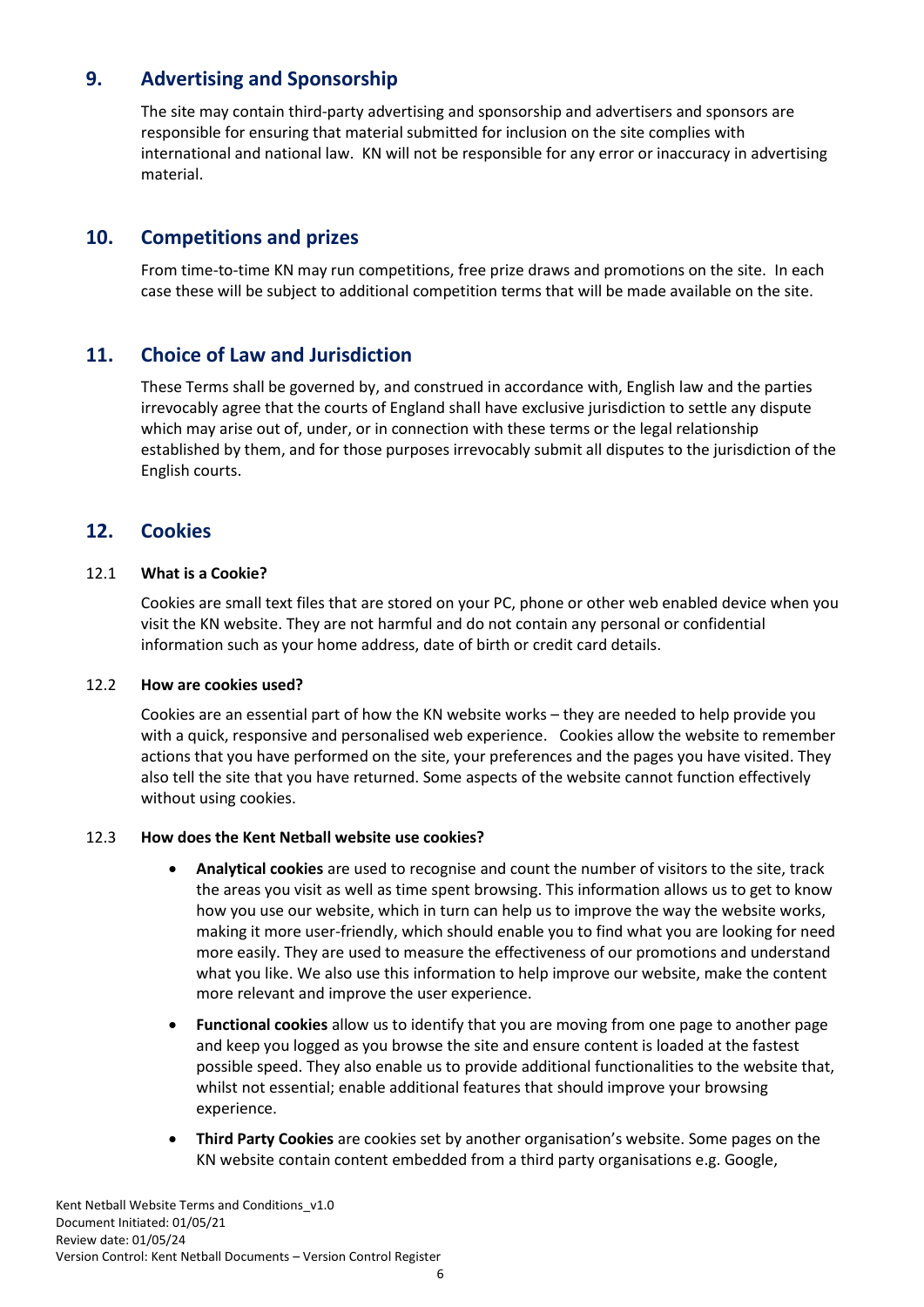## 9. Advertising and Sponsorship

The site may contain third-party advertising and sponsorship and advertisers and sponsors are responsible for ensuring that material submitted for inclusion on the site complies with international and national law. KN will not be responsible for any error or inaccuracy in advertising material.

## 10. Competitions and prizes

From time-to-time KN may run competitions, free prize draws and promotions on the site. In each case these will be subject to additional competition terms that will be made available on the site.

## 11. Choice of Law and Jurisdiction

These Terms shall be governed by, and construed in accordance with, English law and the parties irrevocably agree that the courts of England shall have exclusive jurisdiction to settle any dispute which may arise out of, under, or in connection with these terms or the legal relationship established by them, and for those purposes irrevocably submit all disputes to the jurisdiction of the English courts.

## 12. Cookies

### 12.1 What is a Cookie?

Cookies are small text files that are stored on your PC, phone or other web enabled device when you visit the KN website. They are not harmful and do not contain any personal or confidential information such as your home address, date of birth or credit card details.

### 12.2 How are cookies used?

Cookies are an essential part of how the KN website works – they are needed to help provide you with a quick, responsive and personalised web experience. Cookies allow the website to remember actions that you have performed on the site, your preferences and the pages you have visited. They also tell the site that you have returned. Some aspects of the website cannot function effectively without using cookies.

### 12.3 How does the Kent Netball website use cookies?

- **Analytical cookies** are used to recognise and count the number of visitors to the site, track the areas you visit as well as time spent browsing. This information allows us to get to know how you use our website, which in turn can help us to improve the way the website works, making it more user-friendly, which should enable you to find what you are looking for need more easily. They are used to measure the effectiveness of our promotions and understand what you like. We also use this information to help improve our website, make the content more relevant and improve the user experience.
- **Functional cookies** allow us to identify that you are moving from one page to another page and keep you logged as you browse the site and ensure content is loaded at the fastest possible speed. They also enable us to provide additional functionalities to the website that, whilst not essential; enable additional features that should improve your browsing experience.
- **Third Party Cookies** are cookies set by another organisation's website. Some pages on the KN website contain content embedded from a third party organisations e.g. Google,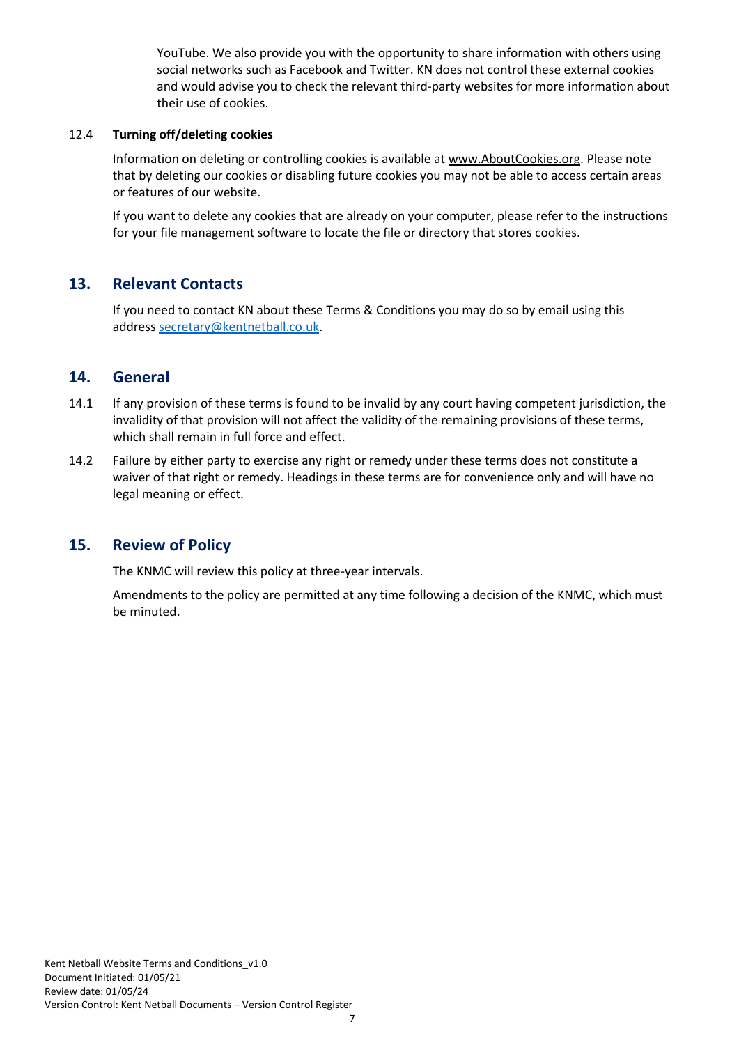YouTube. We also provide you with the opportunity to share information with others using social networks such as Facebook and Twitter. KN does not control these external cookies and would advise you to check the relevant third-party websites for more information about their use of cookies.

12.4 **Turning off/deleting cookies**

Information on deleting or controlling cookies is available at www.AboutCookies.org. Please note that by deleting our cookies or disabling future cookies you may not be able to access certain areas or features of our website.

If you want to delete any cookies that are already on your computer, please refer to the instructions for your file management software to locate the file or directory that stores cookies.

## 13. Relevant Contacts

If you need to contact KN about these Terms & Conditions you may do so by email using this address secretary@kentnetball.co.uk.

## 14. General

14.1 If any provision of these terms is found to be invalid by any court having competent jurisdiction, the invalidity of that provision will not affect the validity of the remaining provisions of these terms, which shall remain in full force and effect.

14.2 Failure by either party to exercise any right or remedy under these terms does not constitute a waiver of that right or remedy. Headings in these terms are for convenience only and will have no legal meaning or effect.

## 15. Review of Policy

The KNMC will review this policy at three-year intervals.

Amendments to the policy are permitted at any time following a decision of the KNMC, which must be minuted.

Kent Netball Website Terms and Conditions_v1.0
Document Initiated: 01/05/21
Review date: 01/05/24
Version Control: Kent Netball Documents – Version Control Register